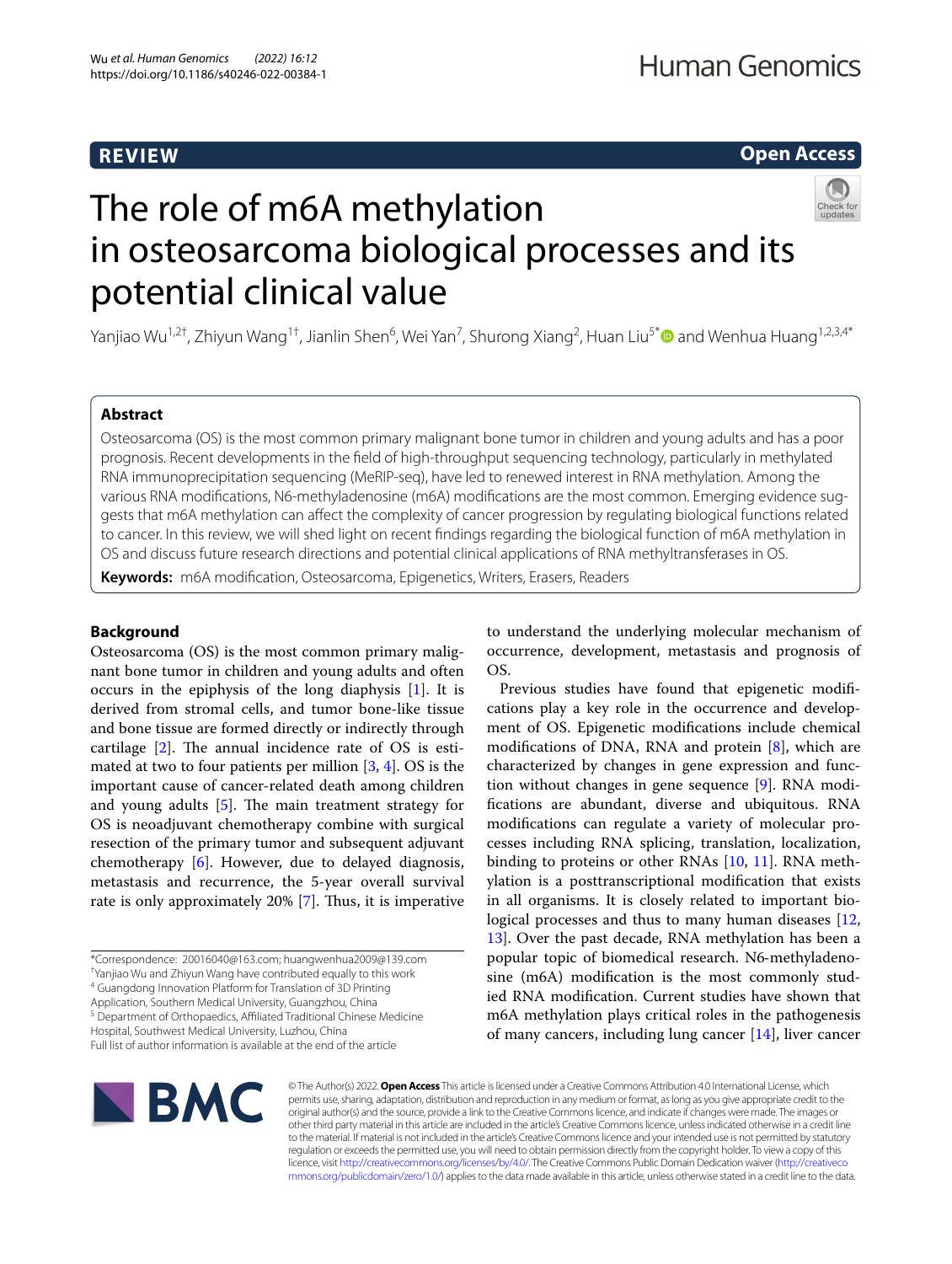REVIEW

Open Access

# The role of m6A methylation in osteosarcoma biological processes and its potential clinical value

Yanjiao Wu[1,2†], Zhiyun Wang[1†], Jianlin Shen[6], Wei Yan[7], Shurong Xiang[2], Huan Liu[5*] and Wenhua Huang[1,2,3,4*]

## Abstract

Osteosarcoma (OS) is the most common primary malignant bone tumor in children and young adults and has a poor prognosis. Recent developments in the field of high-throughput sequencing technology, particularly in methylated RNA immunoprecipitation sequencing (MeRIP-seq), have led to renewed interest in RNA methylation. Among the various RNA modifications, N6-methyladenosine (m6A) modifications are the most common. Emerging evidence suggests that m6A methylation can affect the complexity of cancer progression by regulating biological functions related to cancer. In this review, we will shed light on recent findings regarding the biological function of m6A methylation in OS and discuss future research directions and potential clinical applications of RNA methyltransferases in OS.

**Keywords:** m6A modification, Osteosarcoma, Epigenetics, Writers, Erasers, Readers

## Background

Osteosarcoma (OS) is the most common primary malignant bone tumor in children and young adults and often occurs in the epiphysis of the long diaphysis [1]. It is derived from stromal cells, and tumor bone-like tissue and bone tissue are formed directly or indirectly through cartilage [2]. The annual incidence rate of OS is estimated at two to four patients per million [3, 4]. OS is the important cause of cancer-related death among children and young adults [5]. The main treatment strategy for OS is neoadjuvant chemotherapy combine with surgical resection of the primary tumor and subsequent adjuvant chemotherapy [6]. However, due to delayed diagnosis, metastasis and recurrence, the 5-year overall survival rate is only approximately 20% [7]. Thus, it is imperative to understand the underlying molecular mechanism of occurrence, development, metastasis and prognosis of OS.

Previous studies have found that epigenetic modifications play a key role in the occurrence and development of OS. Epigenetic modifications include chemical modifications of DNA, RNA and protein [8], which are characterized by changes in gene expression and function without changes in gene sequence [9]. RNA modifications are abundant, diverse and ubiquitous. RNA modifications can regulate a variety of molecular processes including RNA splicing, translation, localization, binding to proteins or other RNAs [10, 11]. RNA methylation is a posttranscriptional modification that exists in all organisms. It is closely related to important biological processes and thus to many human diseases [12, 13]. Over the past decade, RNA methylation has been a popular topic of biomedical research. N6-methyladenosine (m6A) modification is the most commonly studied RNA modification. Current studies have shown that m6A methylation plays critical roles in the pathogenesis of many cancers, including lung cancer [14], liver cancer

*Correspondence: 20016040@163.com; huangwenhua2009@139.com
†Yanjiao Wu and Zhiyun Wang have contributed equally to this work
[4] Guangdong Innovation Platform for Translation of 3D Printing Application, Southern Medical University, Guangzhou, China
[5] Department of Orthopaedics, Affiliated Traditional Chinese Medicine Hospital, Southwest Medical University, Luzhou, China
Full list of author information is available at the end of the article

© The Author(s) 2022. **Open Access** This article is licensed under a Creative Commons Attribution 4.0 International License, which permits use, sharing, adaptation, distribution and reproduction in any medium or format, as long as you give appropriate credit to the original author(s) and the source, provide a link to the Creative Commons licence, and indicate if changes were made. The images or other third party material in this article are included in the article's Creative Commons licence, unless indicated otherwise in a credit line to the material. If material is not included in the article's Creative Commons licence and your intended use is not permitted by statutory regulation or exceeds the permitted use, you will need to obtain permission directly from the copyright holder. To view a copy of this licence, visit http://creativecommons.org/licenses/by/4.0/. The Creative Commons Public Domain Dedication waiver (http://creativecommons.org/publicdomain/zero/1.0/) applies to the data made available in this article, unless otherwise stated in a credit line to the data.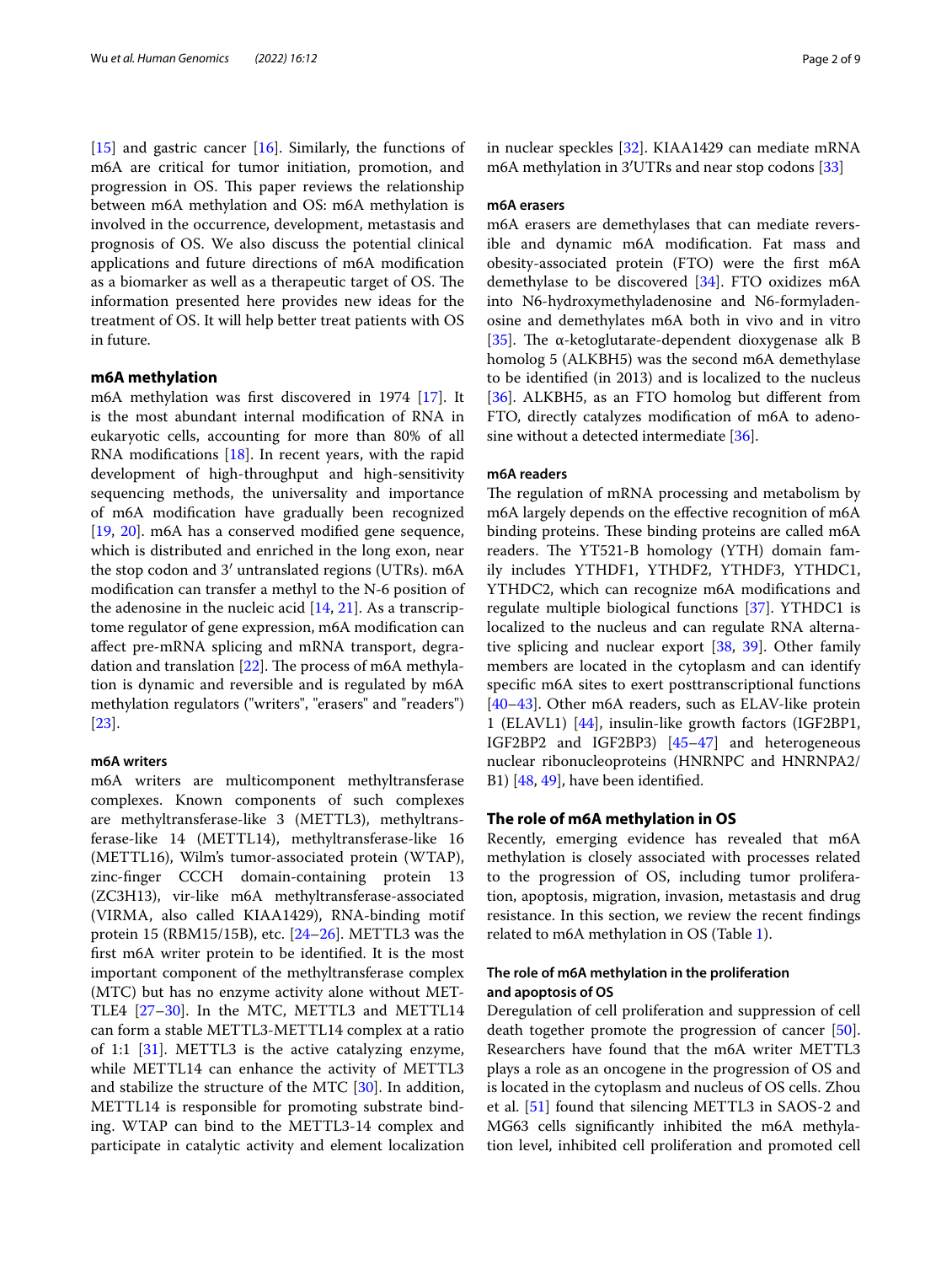[15] and gastric cancer [16]. Similarly, the functions of m6A are critical for tumor initiation, promotion, and progression in OS. This paper reviews the relationship between m6A methylation and OS: m6A methylation is involved in the occurrence, development, metastasis and prognosis of OS. We also discuss the potential clinical applications and future directions of m6A modification as a biomarker as well as a therapeutic target of OS. The information presented here provides new ideas for the treatment of OS. It will help better treat patients with OS in future.

## m6A methylation

m6A methylation was first discovered in 1974 [17]. It is the most abundant internal modification of RNA in eukaryotic cells, accounting for more than 80% of all RNA modifications [18]. In recent years, with the rapid development of high-throughput and high-sensitivity sequencing methods, the universality and importance of m6A modification have gradually been recognized [19, 20]. m6A has a conserved modified gene sequence, which is distributed and enriched in the long exon, near the stop codon and 3′ untranslated regions (UTRs). m6A modification can transfer a methyl to the N-6 position of the adenosine in the nucleic acid [14, 21]. As a transcriptome regulator of gene expression, m6A modification can affect pre-mRNA splicing and mRNA transport, degradation and translation [22]. The process of m6A methylation is dynamic and reversible and is regulated by m6A methylation regulators ("writers", "erasers" and "readers") [23].

### m6A writers

m6A writers are multicomponent methyltransferase complexes. Known components of such complexes are methyltransferase-like 3 (METTL3), methyltransferase-like 14 (METTL14), methyltransferase-like 16 (METTL16), Wilm's tumor-associated protein (WTAP), zinc-finger CCCH domain-containing protein 13 (ZC3H13), vir-like m6A methyltransferase-associated (VIRMA, also called KIAA1429), RNA-binding motif protein 15 (RBM15/15B), etc. [24–26]. METTL3 was the first m6A writer protein to be identified. It is the most important component of the methyltransferase complex (MTC) but has no enzyme activity alone without METTLE4 [27–30]. In the MTC, METTL3 and METTL14 can form a stable METTL3-METTL14 complex at a ratio of 1:1 [31]. METTL3 is the active catalyzing enzyme, while METTL14 can enhance the activity of METTL3 and stabilize the structure of the MTC [30]. In addition, METTL14 is responsible for promoting substrate binding. WTAP can bind to the METTL3-14 complex and participate in catalytic activity and element localization in nuclear speckles [32]. KIAA1429 can mediate mRNA m6A methylation in 3′UTRs and near stop codons [33]

### m6A erasers

m6A erasers are demethylases that can mediate reversible and dynamic m6A modification. Fat mass and obesity-associated protein (FTO) were the first m6A demethylase to be discovered [34]. FTO oxidizes m6A into N6-hydroxymethyladenosine and N6-formyladenosine and demethylates m6A both in vivo and in vitro [35]. The α-ketoglutarate-dependent dioxygenase alk B homolog 5 (ALKBH5) was the second m6A demethylase to be identified (in 2013) and is localized to the nucleus [36]. ALKBH5, as an FTO homolog but different from FTO, directly catalyzes modification of m6A to adenosine without a detected intermediate [36].

### m6A readers

The regulation of mRNA processing and metabolism by m6A largely depends on the effective recognition of m6A binding proteins. These binding proteins are called m6A readers. The YT521-B homology (YTH) domain family includes YTHDF1, YTHDF2, YTHDF3, YTHDC1, YTHDC2, which can recognize m6A modifications and regulate multiple biological functions [37]. YTHDC1 is localized to the nucleus and can regulate RNA alternative splicing and nuclear export [38, 39]. Other family members are located in the cytoplasm and can identify specific m6A sites to exert posttranscriptional functions [40–43]. Other m6A readers, such as ELAV-like protein 1 (ELAVL1) [44], insulin-like growth factors (IGF2BP1, IGF2BP2 and IGF2BP3) [45–47] and heterogeneous nuclear ribonucleoproteins (HNRNPC and HNRNPA2/B1) [48, 49], have been identified.

## The role of m6A methylation in OS

Recently, emerging evidence has revealed that m6A methylation is closely associated with processes related to the progression of OS, including tumor proliferation, apoptosis, migration, invasion, metastasis and drug resistance. In this section, we review the recent findings related to m6A methylation in OS (Table 1).

### The role of m6A methylation in the proliferation and apoptosis of OS

Deregulation of cell proliferation and suppression of cell death together promote the progression of cancer [50]. Researchers have found that the m6A writer METTL3 plays a role as an oncogene in the progression of OS and is located in the cytoplasm and nucleus of OS cells. Zhou et al. [51] found that silencing METTL3 in SAOS-2 and MG63 cells significantly inhibited the m6A methylation level, inhibited cell proliferation and promoted cell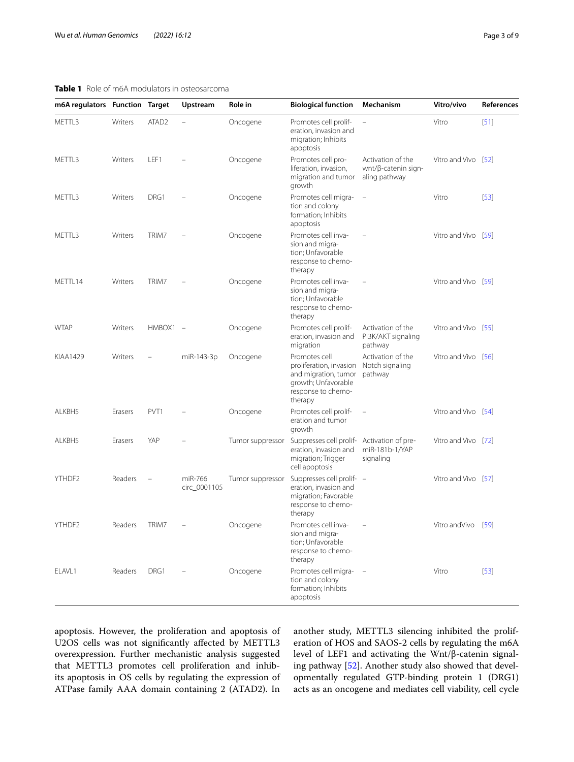**Table 1** Role of m6A modulators in osteosarcoma

| m6A regulators | Function | Target | Upstream | Role in | Biological function | Mechanism | Vitro/vivo | References |
|---|---|---|---|---|---|---|---|---|
| METTL3 | Writers | ATAD2 | – | Oncogene | Promotes cell proliferation, invasion and migration; Inhibits apoptosis | – | Vitro | [51] |
| METTL3 | Writers | LEF1 | – | Oncogene | Promotes cell proliferation, invasion, migration and tumor growth | Activation of the wnt/β-catenin signaling pathway | Vitro and Vivo | [52] |
| METTL3 | Writers | DRG1 | – | Oncogene | Promotes cell migration and colony formation; Inhibits apoptosis | – | Vitro | [53] |
| METTL3 | Writers | TRIM7 | – | Oncogene | Promotes cell invasion and migration; Unfavorable response to chemotherapy | – | Vitro and Vivo | [59] |
| METTL14 | Writers | TRIM7 | – | Oncogene | Promotes cell invasion and migration; Unfavorable response to chemotherapy | – | Vitro and Vivo | [59] |
| WTAP | Writers | HMBOX1 | – | Oncogene | Promotes cell proliferation, invasion and migration | Activation of the PI3K/AKT signaling pathway | Vitro and Vivo | [55] |
| KIAA1429 | Writers | – | miR-143-3p | Oncogene | Promotes cell proliferation, invasion and migration, tumor growth; Unfavorable response to chemotherapy | Activation of the Notch signaling pathway | Vitro and Vivo | [56] |
| ALKBH5 | Erasers | PVT1 | – | Oncogene | Promotes cell proliferation and tumor growth | – | Vitro and Vivo | [54] |
| ALKBH5 | Erasers | YAP | – | Tumor suppressor | Suppresses cell proliferation, invasion and migration; Trigger cell apoptosis | Activation of pre-miR-181b-1/YAP signaling | Vitro and Vivo | [72] |
| YTHDF2 | Readers | – | miR-766 circ_0001105 | Tumor suppressor | Suppresses cell proliferation, invasion and migration; Favorable response to chemotherapy | – | Vitro and Vivo | [57] |
| YTHDF2 | Readers | TRIM7 | – | Oncogene | Promotes cell invasion and migration; Unfavorable response to chemotherapy | – | Vitro andVivo | [59] |
| ELAVL1 | Readers | DRG1 | – | Oncogene | Promotes cell migration and colony formation; Inhibits apoptosis | – | Vitro | [53] |

apoptosis. However, the proliferation and apoptosis of U2OS cells was not significantly affected by METTL3 overexpression. Further mechanistic analysis suggested that METTL3 promotes cell proliferation and inhibits its apoptosis in OS cells by regulating the expression of ATPase family AAA domain containing 2 (ATAD2). In another study, METTL3 silencing inhibited the proliferation of HOS and SAOS-2 cells by regulating the m6A level of LEF1 and activating the Wnt/β-catenin signaling pathway [52]. Another study also showed that developmentally regulated GTP-binding protein 1 (DRG1) acts as an oncogene and mediates cell viability, cell cycle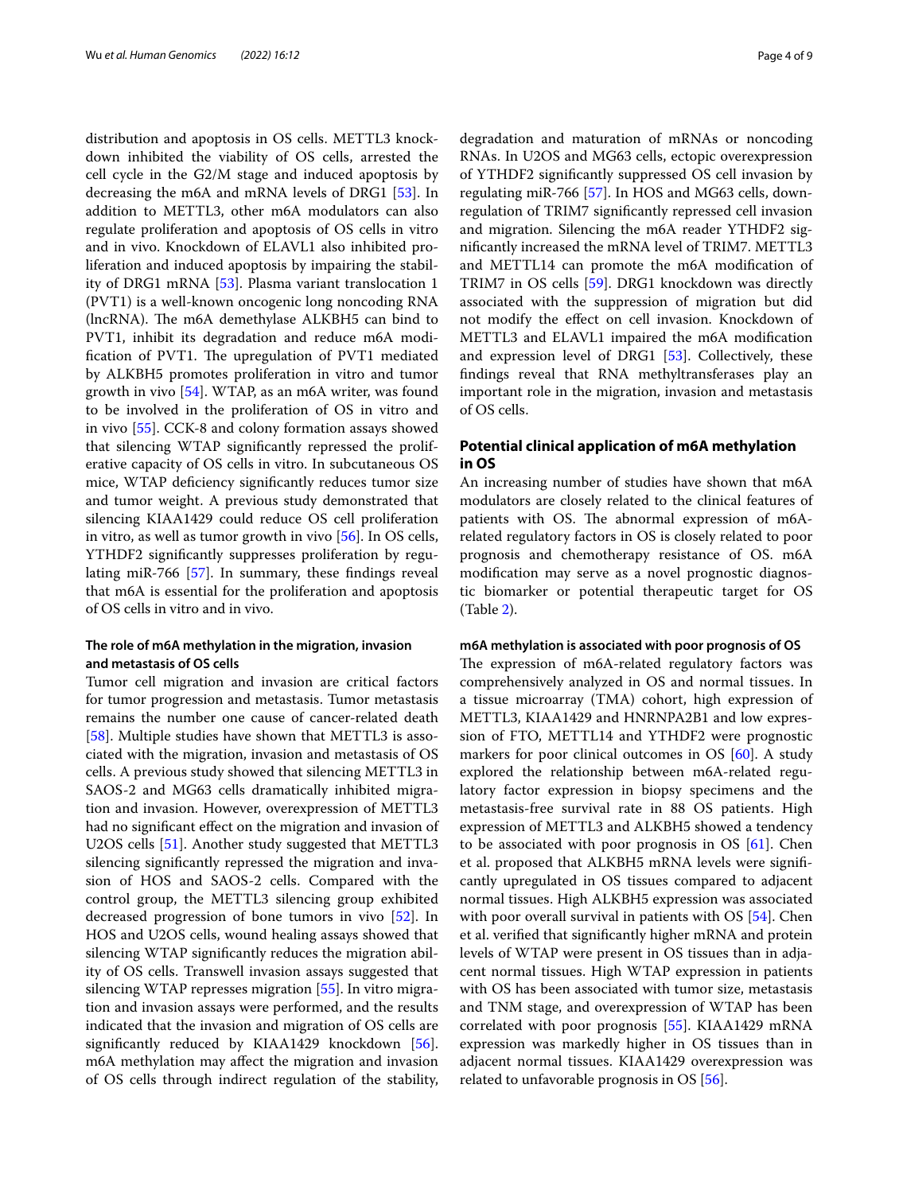distribution and apoptosis in OS cells. METTL3 knockdown inhibited the viability of OS cells, arrested the cell cycle in the G2/M stage and induced apoptosis by decreasing the m6A and mRNA levels of DRG1 [53]. In addition to METTL3, other m6A modulators can also regulate proliferation and apoptosis of OS cells in vitro and in vivo. Knockdown of ELAVL1 also inhibited proliferation and induced apoptosis by impairing the stability of DRG1 mRNA [53]. Plasma variant translocation 1 (PVT1) is a well-known oncogenic long noncoding RNA (lncRNA). The m6A demethylase ALKBH5 can bind to PVT1, inhibit its degradation and reduce m6A modification of PVT1. The upregulation of PVT1 mediated by ALKBH5 promotes proliferation in vitro and tumor growth in vivo [54]. WTAP, as an m6A writer, was found to be involved in the proliferation of OS in vitro and in vivo [55]. CCK-8 and colony formation assays showed that silencing WTAP significantly repressed the proliferative capacity of OS cells in vitro. In subcutaneous OS mice, WTAP deficiency significantly reduces tumor size and tumor weight. A previous study demonstrated that silencing KIAA1429 could reduce OS cell proliferation in vitro, as well as tumor growth in vivo [56]. In OS cells, YTHDF2 significantly suppresses proliferation by regulating miR-766 [57]. In summary, these findings reveal that m6A is essential for the proliferation and apoptosis of OS cells in vitro and in vivo.

### The role of m6A methylation in the migration, invasion and metastasis of OS cells

Tumor cell migration and invasion are critical factors for tumor progression and metastasis. Tumor metastasis remains the number one cause of cancer-related death [58]. Multiple studies have shown that METTL3 is associated with the migration, invasion and metastasis of OS cells. A previous study showed that silencing METTL3 in SAOS-2 and MG63 cells dramatically inhibited migration and invasion. However, overexpression of METTL3 had no significant effect on the migration and invasion of U2OS cells [51]. Another study suggested that METTL3 silencing significantly repressed the migration and invasion of HOS and SAOS-2 cells. Compared with the control group, the METTL3 silencing group exhibited decreased progression of bone tumors in vivo [52]. In HOS and U2OS cells, wound healing assays showed that silencing WTAP significantly reduces the migration ability of OS cells. Transwell invasion assays suggested that silencing WTAP represses migration [55]. In vitro migration and invasion assays were performed, and the results indicated that the invasion and migration of OS cells are significantly reduced by KIAA1429 knockdown [56]. m6A methylation may affect the migration and invasion of OS cells through indirect regulation of the stability, degradation and maturation of mRNAs or noncoding RNAs. In U2OS and MG63 cells, ectopic overexpression of YTHDF2 significantly suppressed OS cell invasion by regulating miR-766 [57]. In HOS and MG63 cells, downregulation of TRIM7 significantly repressed cell invasion and migration. Silencing the m6A reader YTHDF2 significantly increased the mRNA level of TRIM7. METTL3 and METTL14 can promote the m6A modification of TRIM7 in OS cells [59]. DRG1 knockdown was directly associated with the suppression of migration but did not modify the effect on cell invasion. Knockdown of METTL3 and ELAVL1 impaired the m6A modification and expression level of DRG1 [53]. Collectively, these findings reveal that RNA methyltransferases play an important role in the migration, invasion and metastasis of OS cells.

## Potential clinical application of m6A methylation in OS

An increasing number of studies have shown that m6A modulators are closely related to the clinical features of patients with OS. The abnormal expression of m6A-related regulatory factors in OS is closely related to poor prognosis and chemotherapy resistance of OS. m6A modification may serve as a novel prognostic diagnostic biomarker or potential therapeutic target for OS (Table 2).

### m6A methylation is associated with poor prognosis of OS

The expression of m6A-related regulatory factors was comprehensively analyzed in OS and normal tissues. In a tissue microarray (TMA) cohort, high expression of METTL3, KIAA1429 and HNRNPA2B1 and low expression of FTO, METTL14 and YTHDF2 were prognostic markers for poor clinical outcomes in OS [60]. A study explored the relationship between m6A-related regulatory factor expression in biopsy specimens and the metastasis-free survival rate in 88 OS patients. High expression of METTL3 and ALKBH5 showed a tendency to be associated with poor prognosis in OS [61]. Chen et al. proposed that ALKBH5 mRNA levels were significantly upregulated in OS tissues compared to adjacent normal tissues. High ALKBH5 expression was associated with poor overall survival in patients with OS [54]. Chen et al. verified that significantly higher mRNA and protein levels of WTAP were present in OS tissues than in adjacent normal tissues. High WTAP expression in patients with OS has been associated with tumor size, metastasis and TNM stage, and overexpression of WTAP has been correlated with poor prognosis [55]. KIAA1429 mRNA expression was markedly higher in OS tissues than in adjacent normal tissues. KIAA1429 overexpression was related to unfavorable prognosis in OS [56].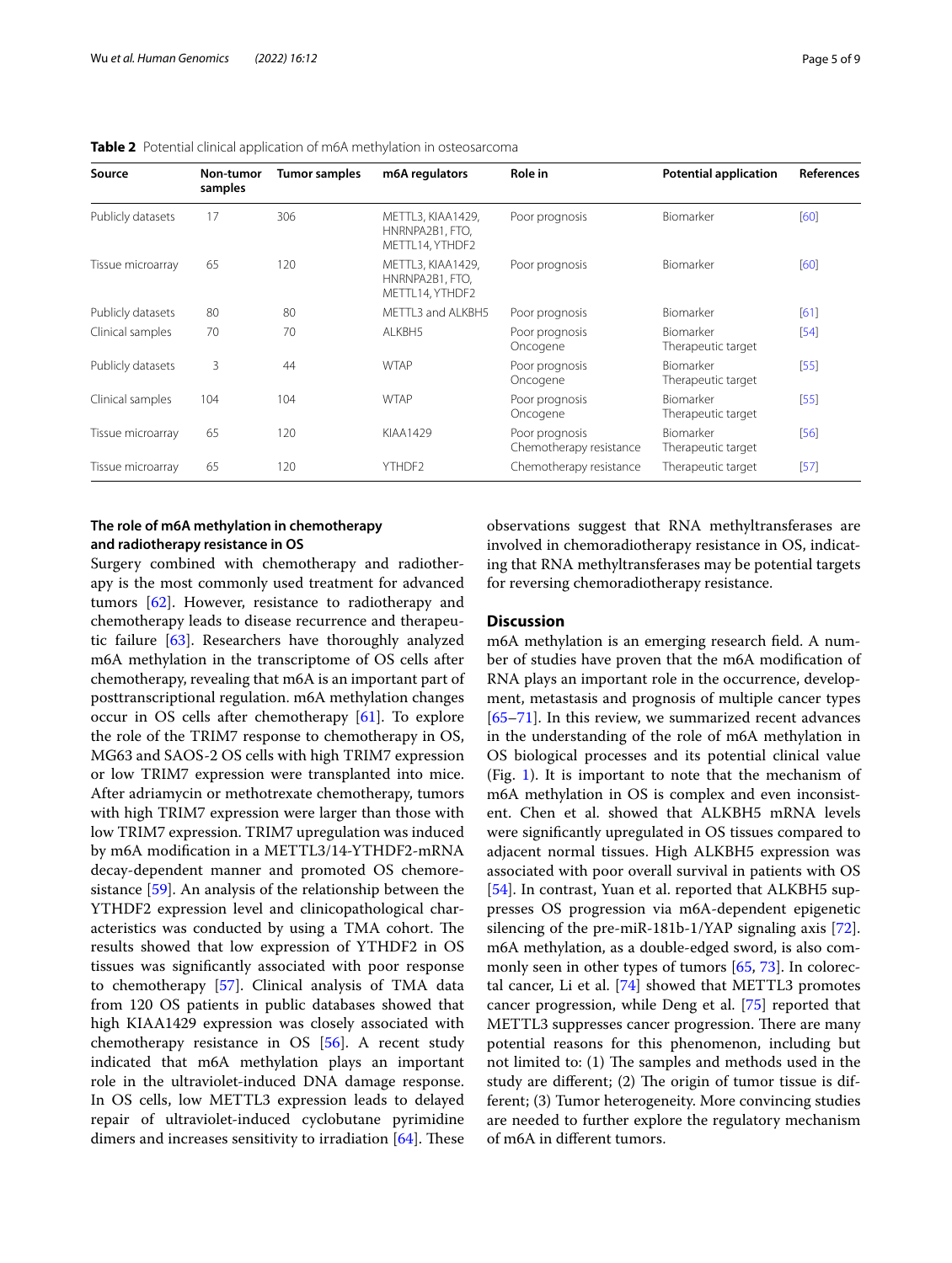**Table 2** Potential clinical application of m6A methylation in osteosarcoma

| Source | Non-tumor samples | Tumor samples | m6A regulators | Role in | Potential application | References |
|---|---|---|---|---|---|---|
| Publicly datasets | 17 | 306 | METTL3, KIAA1429, HNRNPA2B1, FTO, METTL14, YTHDF2 | Poor prognosis | Biomarker | [60] |
| Tissue microarray | 65 | 120 | METTL3, KIAA1429, HNRNPA2B1, FTO, METTL14, YTHDF2 | Poor prognosis | Biomarker | [60] |
| Publicly datasets | 80 | 80 | METTL3 and ALKBH5 | Poor prognosis | Biomarker | [61] |
| Clinical samples | 70 | 70 | ALKBH5 | Poor prognosis Oncogene | Biomarker Therapeutic target | [54] |
| Publicly datasets | 3 | 44 | WTAP | Poor prognosis Oncogene | Biomarker Therapeutic target | [55] |
| Clinical samples | 104 | 104 | WTAP | Poor prognosis Oncogene | Biomarker Therapeutic target | [55] |
| Tissue microarray | 65 | 120 | KIAA1429 | Poor prognosis Chemotherapy resistance | Biomarker Therapeutic target | [56] |
| Tissue microarray | 65 | 120 | YTHDF2 | Chemotherapy resistance | Therapeutic target | [57] |

### The role of m6A methylation in chemotherapy and radiotherapy resistance in OS

Surgery combined with chemotherapy and radiotherapy is the most commonly used treatment for advanced tumors [62]. However, resistance to radiotherapy and chemotherapy leads to disease recurrence and therapeutic failure [63]. Researchers have thoroughly analyzed m6A methylation in the transcriptome of OS cells after chemotherapy, revealing that m6A is an important part of posttranscriptional regulation. m6A methylation changes occur in OS cells after chemotherapy [61]. To explore the role of the TRIM7 response to chemotherapy in OS, MG63 and SAOS-2 OS cells with high TRIM7 expression or low TRIM7 expression were transplanted into mice. After adriamycin or methotrexate chemotherapy, tumors with high TRIM7 expression were larger than those with low TRIM7 expression. TRIM7 upregulation was induced by m6A modification in a METTL3/14-YTHDF2-mRNA decay-dependent manner and promoted OS chemoresistance [59]. An analysis of the relationship between the YTHDF2 expression level and clinicopathological characteristics was conducted by using a TMA cohort. The results showed that low expression of YTHDF2 in OS tissues was significantly associated with poor response to chemotherapy [57]. Clinical analysis of TMA data from 120 OS patients in public databases showed that high KIAA1429 expression was closely associated with chemotherapy resistance in OS [56]. A recent study indicated that m6A methylation plays an important role in the ultraviolet-induced DNA damage response. In OS cells, low METTL3 expression leads to delayed repair of ultraviolet-induced cyclobutane pyrimidine dimers and increases sensitivity to irradiation [64]. These observations suggest that RNA methyltransferases are involved in chemoradiotherapy resistance in OS, indicating that RNA methyltransferases may be potential targets for reversing chemoradiotherapy resistance.

## Discussion

m6A methylation is an emerging research field. A number of studies have proven that the m6A modification of RNA plays an important role in the occurrence, development, metastasis and prognosis of multiple cancer types [65–71]. In this review, we summarized recent advances in the understanding of the role of m6A methylation in OS biological processes and its potential clinical value (Fig. 1). It is important to note that the mechanism of m6A methylation in OS is complex and even inconsistent. Chen et al. showed that ALKBH5 mRNA levels were significantly upregulated in OS tissues compared to adjacent normal tissues. High ALKBH5 expression was associated with poor overall survival in patients with OS [54]. In contrast, Yuan et al. reported that ALKBH5 suppresses OS progression via m6A-dependent epigenetic silencing of the pre-miR-181b-1/YAP signaling axis [72]. m6A methylation, as a double-edged sword, is also commonly seen in other types of tumors [65, 73]. In colorectal cancer, Li et al. [74] showed that METTL3 promotes cancer progression, while Deng et al. [75] reported that METTL3 suppresses cancer progression. There are many potential reasons for this phenomenon, including but not limited to: (1) The samples and methods used in the study are different; (2) The origin of tumor tissue is different; (3) Tumor heterogeneity. More convincing studies are needed to further explore the regulatory mechanism of m6A in different tumors.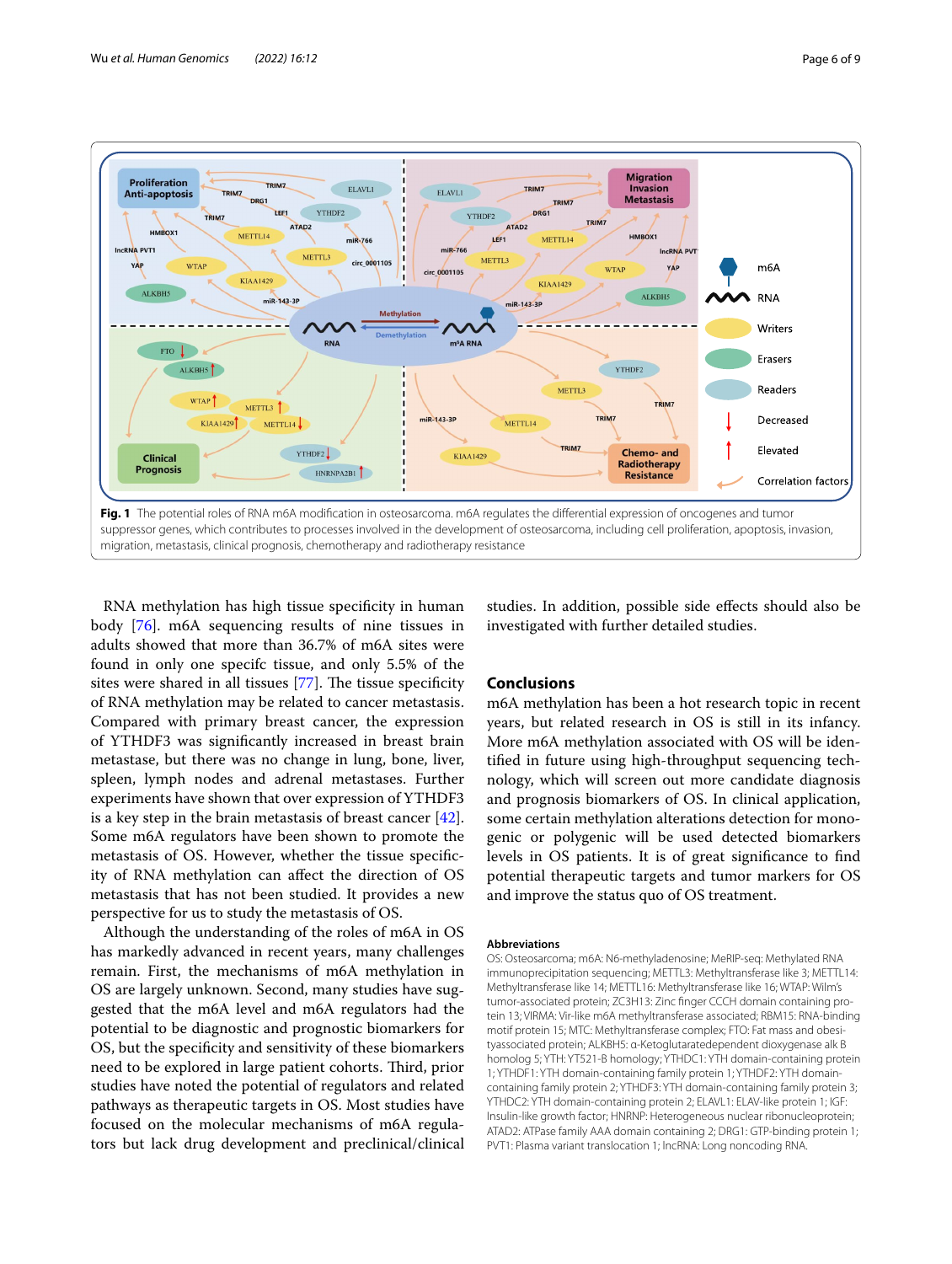**Fig. 1** The potential roles of RNA m6A modification in osteosarcoma. m6A regulates the differential expression of oncogenes and tumor suppressor genes, which contributes to processes involved in the development of osteosarcoma, including cell proliferation, apoptosis, invasion, migration, metastasis, clinical prognosis, chemotherapy and radiotherapy resistance

RNA methylation has high tissue specificity in human body [76]. m6A sequencing results of nine tissues in adults showed that more than 36.7% of m6A sites were found in only one specifc tissue, and only 5.5% of the sites were shared in all tissues [77]. The tissue specificity of RNA methylation may be related to cancer metastasis. Compared with primary breast cancer, the expression of YTHDF3 was significantly increased in breast brain metastase, but there was no change in lung, bone, liver, spleen, lymph nodes and adrenal metastases. Further experiments have shown that over expression of YTHDF3 is a key step in the brain metastasis of breast cancer [42]. Some m6A regulators have been shown to promote the metastasis of OS. However, whether the tissue specificity of RNA methylation can affect the direction of OS metastasis that has not been studied. It provides a new perspective for us to study the metastasis of OS.

Although the understanding of the roles of m6A in OS has markedly advanced in recent years, many challenges remain. First, the mechanisms of m6A methylation in OS are largely unknown. Second, many studies have suggested that the m6A level and m6A regulators had the potential to be diagnostic and prognostic biomarkers for OS, but the specificity and sensitivity of these biomarkers need to be explored in large patient cohorts. Third, prior studies have noted the potential of regulators and related pathways as therapeutic targets in OS. Most studies have focused on the molecular mechanisms of m6A regulators but lack drug development and preclinical/clinical studies. In addition, possible side effects should also be investigated with further detailed studies.

## Conclusions

m6A methylation has been a hot research topic in recent years, but related research in OS is still in its infancy. More m6A methylation associated with OS will be identified in future using high-throughput sequencing technology, which will screen out more candidate diagnosis and prognosis biomarkers of OS. In clinical application, some certain methylation alterations detection for monogenic or polygenic will be used detected biomarkers levels in OS patients. It is of great significance to find potential therapeutic targets and tumor markers for OS and improve the status quo of OS treatment.

### Abbreviations

OS: Osteosarcoma; m6A: N6-methyladenosine; MeRIP-seq: Methylated RNA immunoprecipitation sequencing; METTL3: Methyltransferase like 3; METTL14: Methyltransferase like 14; METTL16: Methyltransferase like 16; WTAP: Wilm's tumor-associated protein; ZC3H13: Zinc finger CCCH domain containing protein 13; VIRMA: Vir-like m6A methyltransferase associated; RBM15: RNA-binding motif protein 15; MTC: Methyltransferase complex; FTO: Fat mass and obesityassociated protein; ALKBH5: α-Ketoglutaratedependent dioxygenase alk B homolog 5; YTH: YT521-B homology; YTHDC1: YTH domain-containing protein 1; YTHDF1: YTH domain-containing family protein 1; YTHDF2: YTH domain-containing family protein 2; YTHDF3: YTH domain-containing family protein 3; YTHDC2: YTH domain-containing protein 2; ELAVL1: ELAV-like protein 1; IGF: Insulin-like growth factor; HNRNP: Heterogeneous nuclear ribonucleoprotein; ATAD2: ATPase family AAA domain containing 2; DRG1: GTP-binding protein 1; PVT1: Plasma variant translocation 1; lncRNA: Long noncoding RNA.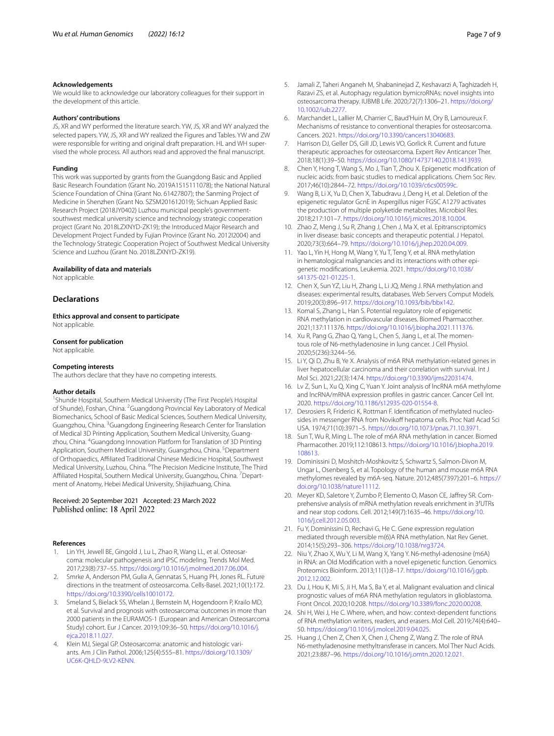### Acknowledgements

We would like to acknowledge our laboratory colleagues for their support in the development of this article.

### Authors' contributions

JS, XR and WY performed the literature search. YW, JS, XR and WY analyzed the selected papers. YW, JS, XR and WY realized the Figures and Tables. YW and ZW were responsible for writing and original draft preparation. HL and WH supervised the whole process. All authors read and approved the final manuscript.

### Funding

This work was supported by grants from the Guangdong Basic and Applied Basic Research Foundation (Grant No. 2019A1515111078); the National Natural Science Foundation of China (Grant No. 61427807); the Sanming Project of Medicine in Shenzhen (Grant No. SZSM201612019); Sichuan Applied Basic Research Project (2018JY0402) Luzhou municipal people's government-southwest medical university science and technology strategic cooperation project (Grant No. 2018LZXNYD-ZK19); the Introduced Major Research and Development Project Funded by Fujian Province (Grant No. 2012I2004) and the Technology Strategic Cooperation Project of Southwest Medical University Science and Luzhou (Grant No. 2018LZXNYD-ZK19).

### Availability of data and materials

Not applicable.

## Declarations

### Ethics approval and consent to participate

Not applicable.

### Consent for publication

Not applicable.

### Competing interests

The authors declare that they have no competing interests.

### Author details

[1]Shunde Hospital, Southern Medical University (The First People's Hospital of Shunde), Foshan, China. [2]Guangdong Provincial Key Laboratory of Medical Biomechanics, School of Basic Medical Sciences, Southern Medical University, Guangzhou, China. [3]Guangdong Engineering Research Center for Translation of Medical 3D Printing Application, Southern Medical University, Guangzhou, China. [4]Guangdong Innovation Platform for Translation of 3D Printing Application, Southern Medical University, Guangzhou, China. [5]Department of Orthopaedics, Affiliated Traditional Chinese Medicine Hospital, Southwest Medical University, Luzhou, China. [6]The Precision Medicine Institute, The Third Affiliated Hospital, Southern Medical University, Guangzhou, China. [7]Department of Anatomy, Hebei Medical University, Shijiazhuang, China.

Received: 20 September 2021 Accepted: 23 March 2022
Published online: 18 April 2022

### References

1. Lin YH, Jewell BE, Gingold J, Lu L, Zhao R, Wang LL, et al. Osteosarcoma: molecular pathogenesis and iPSC modeling. Trends Mol Med. 2017;23(8):737–55. https://doi.org/10.1016/j.molmed.2017.06.004.
2. Smrke A, Anderson PM, Gulia A, Gennatas S, Huang PH, Jones RL. Future directions in the treatment of osteosarcoma. Cells-Basel. 2021;10(1):172. https://doi.org/10.3390/cells10010172.
3. Smeland S, Bielack SS, Whelan J, Bernstein M, Hogendoorn P, Krailo MD, et al. Survival and prognosis with osteosarcoma: outcomes in more than 2000 patients in the EURAMOS-1 (European and American Osteosarcoma Study) cohort. Eur J Cancer. 2019;109:36–50. https://doi.org/10.1016/j.ejca.2018.11.027.
4. Klein MJ, Siegal GP. Osteosarcoma: anatomic and histologic variants. Am J Clin Pathol. 2006;125(4):555–81. https://doi.org/10.1309/UC6K-QHLD-9LV2-KENN.
5. Jamali Z, Taheri Anganeh M, Shabaninejad Z, Keshavarzi A, Taghizadeh H, Razavi ZS, et al. Autophagy regulation bymicroRNAs: novel insights into osteosarcoma therapy. IUBMB Life. 2020;72(7):1306–21. https://doi.org/10.1002/iub.2277.
6. Marchandet L, Lallier M, Charrier C, Baud'Huin M, Ory B, Lamoureux F. Mechanisms of resistance to conventional therapies for osteosarcoma. Cancers. 2021. https://doi.org/10.3390/cancers13040683.
7. Harrison DJ, Geller DS, Gill JD, Lewis VO, Gorlick R. Current and future therapeutic approaches for osteosarcoma. Expert Rev Anticancer Ther. 2018;18(1):39–50. https://doi.org/10.1080/14737140.2018.1413939.
8. Chen Y, Hong T, Wang S, Mo J, Tian T, Zhou X. Epigenetic modification of nucleic acids: from basic studies to medical applications. Chem Soc Rev. 2017;46(10):2844–72. https://doi.org/10.1039/c6cs00599c.
9. Wang B, Li X, Yu D, Chen X, Tabudravu J, Deng H, et al. Deletion of the epigenetic regulator GcnE in Aspergillus niger FGSC A1279 activates the production of multiple polyketide metabolites. Microbiol Res. 2018;217:101–7. https://doi.org/10.1016/j.micres.2018.10.004.
10. Zhao Z, Meng J, Su R, Zhang J, Chen J, Ma X, et al. Epitranscriptomics in liver disease: basic concepts and therapeutic potential. J Hepatol. 2020;73(3):664–79. https://doi.org/10.1016/j.jhep.2020.04.009.
11. Yao L, Yin H, Hong M, Wang Y, Yu T, Teng Y, et al. RNA methylation in hematological malignancies and its interactions with other epigenetic modifications. Leukemia. 2021. https://doi.org/10.1038/s41375-021-01225-1.
12. Chen X, Sun YZ, Liu H, Zhang L, Li JQ, Meng J. RNA methylation and diseases: experimental results, databases, Web Servers Comput Models. 2019;20(3):896–917. https://doi.org/10.1093/bib/bbx142.
13. Komal S, Zhang L, Han S. Potential regulatory role of epigenetic RNA methylation in cardiovascular diseases. Biomed Pharmacother. 2021;137:111376. https://doi.org/10.1016/j.biopha.2021.111376.
14. Xu R, Pang G, Zhao Q, Yang L, Chen S, Jiang L, et al. The momentous role of N6-methyladenosine in lung cancer. J Cell Physiol. 2020;5(236):3244–56.
15. Li Y, Qi D, Zhu B, Ye X. Analysis of m6A RNA methylation-related genes in liver hepatocellular carcinoma and their correlation with survival. Int J Mol Sci. 2021;22(3):1474. https://doi.org/10.3390/ijms22031474.
16. Lv Z, Sun L, Xu Q, Xing C, Yuan Y. Joint analysis of lncRNA m6A methylome and lncRNA/mRNA expression profiles in gastric cancer. Cancer Cell Int. 2020. https://doi.org/10.1186/s12935-020-01554-8.
17. Desrosiers R, Friderici K, Rottman F. Identification of methylated nucleosides in messenger RNA from Novikoff hepatoma cells. Proc Natl Acad Sci USA. 1974;71(10):3971–5. https://doi.org/10.1073/pnas.71.10.3971.
18. Sun T, Wu R, Ming L. The role of m6A RNA methylation in cancer. Biomed Pharmacother. 2019;112:108613. https://doi.org/10.1016/j.biopha.2019.108613.
19. Dominissini D, Moshitch-Moshkovitz S, Schwartz S, Salmon-Divon M, Ungar L, Osenberg S, et al. Topology of the human and mouse m6A RNA methylomes revealed by m6A-seq. Nature. 2012;485(7397):201–6. https://doi.org/10.1038/nature11112.
20. Meyer KD, Saletore Y, Zumbo P, Elemento O, Mason CE, Jaffrey SR. Comprehensive analysis of mRNA methylation reveals enrichment in 3′UTRs and near stop codons. Cell. 2012;149(7):1635–46. https://doi.org/10.1016/j.cell.2012.05.003.
21. Fu Y, Dominissini D, Rechavi G, He C. Gene expression regulation mediated through reversible m(6)A RNA methylation. Nat Rev Genet. 2014;15(5):293–306. https://doi.org/10.1038/nrg3724.
22. Niu Y, Zhao X, Wu Y, Li M, Wang X, Yang Y. N6-methyl-adenosine (m6A) in RNA: an Old Modification with a novel epigenetic function. Genomics Proteomics Bioinform. 2013;11(1):8–17. https://doi.org/10.1016/j.gpb.2012.12.002.
23. Du J, Hou K, Mi S, Ji H, Ma S, Ba Y, et al. Malignant evaluation and clinical prognostic values of m6A RNA methylation regulators in glioblastoma. Front Oncol. 2020;10:208. https://doi.org/10.3389/fonc.2020.00208.
24. Shi H, Wei J, He C. Where, when, and how: context-dependent functions of RNA methylation writers, readers, and erasers. Mol Cell. 2019;74(4):640–50. https://doi.org/10.1016/j.molcel.2019.04.025.
25. Huang J, Chen Z, Chen X, Chen J, Cheng Z, Wang Z. The role of RNA N6-methyladenosine methyltransferase in cancers. Mol Ther Nucl Acids. 2021;23:887–96. https://doi.org/10.1016/j.omtn.2020.12.021.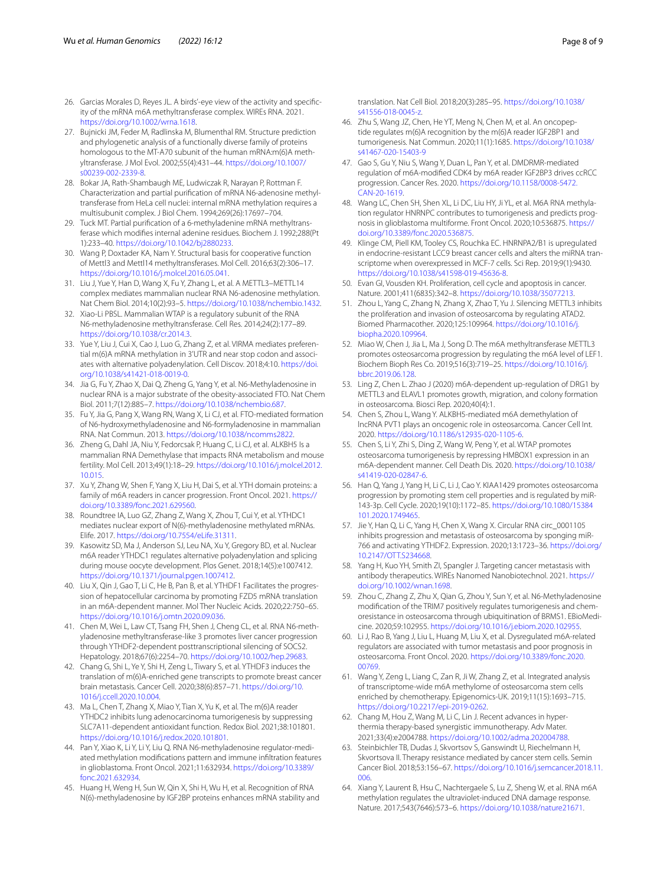26. Garcias Morales D, Reyes JL. A birds'-eye view of the activity and specificity of the mRNA m6A methyltransferase complex. WIREs RNA. 2021. https://doi.org/10.1002/wrna.1618.
27. Bujnicki JM, Feder M, Radlinska M, Blumenthal RM. Structure prediction and phylogenetic analysis of a functionally diverse family of proteins homologous to the MT-A70 subunit of the human mRNA:m(6)A methyltransferase. J Mol Evol. 2002;55(4):431–44. https://doi.org/10.1007/s00239-002-2339-8.
28. Bokar JA, Rath-Shambaugh ME, Ludwiczak R, Narayan P, Rottman F. Characterization and partial purification of mRNA N6-adenosine methyltransferase from HeLa cell nuclei: internal mRNA methylation requires a multisubunit complex. J Biol Chem. 1994;269(26):17697–704.
29. Tuck MT. Partial purification of a 6-methyladenine mRNA methyltransferase which modifies internal adenine residues. Biochem J. 1992;288(Pt 1):233–40. https://doi.org/10.1042/bj2880233.
30. Wang P, Doxtader KA, Nam Y. Structural basis for cooperative function of Mettl3 and Mettl14 methyltransferases. Mol Cell. 2016;63(2):306–17. https://doi.org/10.1016/j.molcel.2016.05.041.
31. Liu J, Yue Y, Han D, Wang X, Fu Y, Zhang L, et al. A METTL3–METTL14 complex mediates mammalian nuclear RNA N6-adenosine methylation. Nat Chem Biol. 2014;10(2):93–5. https://doi.org/10.1038/nchembio.1432.
32. Xiao-Li PBSL. Mammalian WTAP is a regulatory subunit of the RNA N6-methyladenosine methyltransferase. Cell Res. 2014;24(2):177–89. https://doi.org/10.1038/cr.2014.3.
33. Yue Y, Liu J, Cui X, Cao J, Luo G, Zhang Z, et al. VIRMA mediates preferential m(6)A mRNA methylation in 3'UTR and near stop codon and associates with alternative polyadenylation. Cell Discov. 2018;4:10. https://doi.org/10.1038/s41421-018-0019-0.
34. Jia G, Fu Y, Zhao X, Dai Q, Zheng G, Yang Y, et al. N6-Methyladenosine in nuclear RNA is a major substrate of the obesity-associated FTO. Nat Chem Biol. 2011;7(12):885–7. https://doi.org/10.1038/nchembio.687.
35. Fu Y, Jia G, Pang X, Wang RN, Wang X, Li CJ, et al. FTO-mediated formation of N6-hydroxymethyladenosine and N6-formyladenosine in mammalian RNA. Nat Commun. 2013. https://doi.org/10.1038/ncomms2822.
36. Zheng G, Dahl JA, Niu Y, Fedorcsak P, Huang C, Li CJ, et al. ALKBH5 Is a mammalian RNA Demethylase that impacts RNA metabolism and mouse fertility. Mol Cell. 2013;49(1):18–29. https://doi.org/10.1016/j.molcel.2012.10.015.
37. Xu Y, Zhang W, Shen F, Yang X, Liu H, Dai S, et al. YTH domain proteins: a family of m6A readers in cancer progression. Front Oncol. 2021. https://doi.org/10.3389/fonc.2021.629560.
38. Roundtree IA, Luo GZ, Zhang Z, Wang X, Zhou T, Cui Y, et al. YTHDC1 mediates nuclear export of N(6)-methyladenosine methylated mRNAs. Elife. 2017. https://doi.org/10.7554/eLife.31311.
39. Kasowitz SD, Ma J, Anderson SJ, Leu NA, Xu Y, Gregory BD, et al. Nuclear m6A reader YTHDC1 regulates alternative polyadenylation and splicing during mouse oocyte development. Plos Genet. 2018;14(5):e1007412. https://doi.org/10.1371/journal.pgen.1007412.
40. Liu X, Qin J, Gao T, Li C, He B, Pan B, et al. YTHDF1 Facilitates the progression of hepatocellular carcinoma by promoting FZD5 mRNA translation in an m6A-dependent manner. Mol Ther Nucleic Acids. 2020;22:750–65. https://doi.org/10.1016/j.omtn.2020.09.036.
41. Chen M, Wei L, Law CT, Tsang FH, Shen J, Cheng CL, et al. RNA N6-methyladenosine methyltransferase-like 3 promotes liver cancer progression through YTHDF2-dependent posttranscriptional silencing of SOCS2. Hepatology. 2018;67(6):2254–70. https://doi.org/10.1002/hep.29683.
42. Chang G, Shi L, Ye Y, Shi H, Zeng L, Tiwary S, et al. YTHDF3 induces the translation of m(6)A-enriched gene transcripts to promote breast cancer brain metastasis. Cancer Cell. 2020;38(6):857–71. https://doi.org/10.1016/j.ccell.2020.10.004.
43. Ma L, Chen T, Zhang X, Miao Y, Tian X, Yu K, et al. The m(6)A reader YTHDC2 inhibits lung adenocarcinoma tumorigenesis by suppressing SLC7A11-dependent antioxidant function. Redox Biol. 2021;38:101801. https://doi.org/10.1016/j.redox.2020.101801.
44. Pan Y, Xiao K, Li Y, Li Y, Liu Q. RNA N6-methyladenosine regulator-mediated methylation modifications pattern and immune infiltration features in glioblastoma. Front Oncol. 2021;11:632934. https://doi.org/10.3389/fonc.2021.632934.
45. Huang H, Weng H, Sun W, Qin X, Shi H, Wu H, et al. Recognition of RNA N(6)-methyladenosine by IGF2BP proteins enhances mRNA stability and translation. Nat Cell Biol. 2018;20(3):285–95. https://doi.org/10.1038/s41556-018-0045-z.
46. Zhu S, Wang JZ, Chen, He YT, Meng N, Chen M, et al. An oncopeptide regulates m(6)A recognition by the m(6)A reader IGF2BP1 and tumorigenesis. Nat Commun. 2020;11(1):1685. https://doi.org/10.1038/s41467-020-15403-9
47. Gao S, Gu Y, Niu S, Wang Y, Duan L, Pan Y, et al. DMDRMR-mediated regulation of m6A-modified CDK4 by m6A reader IGF2BP3 drives ccRCC progression. Cancer Res. 2020. https://doi.org/10.1158/0008-5472.CAN-20-1619.
48. Wang LC, Chen SH, Shen XL, Li DC, Liu HY, Ji YL, et al. M6A RNA methylation regulator HNRNPC contributes to tumorigenesis and predicts prognosis in glioblastoma multiforme. Front Oncol. 2020;10:536875. https://doi.org/10.3389/fonc.2020.536875.
49. Klinge CM, Piell KM, Tooley CS, Rouchka EC. HNRNPA2/B1 is upregulated in endocrine-resistant LCC9 breast cancer cells and alters the miRNA transcriptome when overexpressed in MCF-7 cells. Sci Rep. 2019;9(1):9430. https://doi.org/10.1038/s41598-019-45636-8.
50. Evan GI, Vousden KH. Proliferation, cell cycle and apoptosis in cancer. Nature. 2001;411(6835):342–8. https://doi.org/10.1038/35077213.
51. Zhou L, Yang C, Zhang N, Zhang X, Zhao T, Yu J. Silencing METTL3 inhibits the proliferation and invasion of osteosarcoma by regulating ATAD2. Biomed Pharmacother. 2020;125:109964. https://doi.org/10.1016/j.biopha.2020.109964.
52. Miao W, Chen J, Jia L, Ma J, Song D. The m6A methyltransferase METTL3 promotes osteosarcoma progression by regulating the m6A level of LEF1. Biochem Bioph Res Co. 2019;516(3):719–25. https://doi.org/10.1016/j.bbrc.2019.06.128.
53. Ling Z, Chen L. Zhao J (2020) m6A-dependent up-regulation of DRG1 by METTL3 and ELAVL1 promotes growth, migration, and colony formation in osteosarcoma. Biosci Rep. 2020;40(4):1.
54. Chen S, Zhou L, Wang Y. ALKBH5-mediated m6A demethylation of lncRNA PVT1 plays an oncogenic role in osteosarcoma. Cancer Cell Int. 2020. https://doi.org/10.1186/s12935-020-1105-6.
55. Chen S, Li Y, Zhi S, Ding Z, Wang W, Peng Y, et al. WTAP promotes osteosarcoma tumorigenesis by repressing HMBOX1 expression in an m6A-dependent manner. Cell Death Dis. 2020. https://doi.org/10.1038/s41419-020-02847-6.
56. Han Q, Yang J, Yang H, Li C, Li J, Cao Y. KIAA1429 promotes osteosarcoma progression by promoting stem cell properties and is regulated by miR-143-3p. Cell Cycle. 2020;19(10):1172–85. https://doi.org/10.1080/15384101.2020.1749465.
57. Jie Y, Han Q, Li C, Yang H, Chen X, Wang X. Circular RNA circ_0001105 inhibits progression and metastasis of osteosarcoma by sponging miR-766 and activating YTHDF2. Expression. 2020;13:1723–36. https://doi.org/10.2147/OTT.S234668.
58. Yang H, Kuo YH, Smith ZI, Spangler J. Targeting cancer metastasis with antibody therapeutics. WIREs Nanomed Nanobiotechnol. 2021. https://doi.org/10.1002/wnan.1698.
59. Zhou C, Zhang Z, Zhu X, Qian G, Zhou Y, Sun Y, et al. N6-Methyladenosine modification of the TRIM7 positively regulates tumorigenesis and chemoresistance in osteosarcoma through ubiquitination of BRMS1. EBioMedicine. 2020;59:102955. https://doi.org/10.1016/j.ebiom.2020.102955.
60. Li J, Rao B, Yang J, Liu L, Huang M, Liu X, et al. Dysregulated m6A-related regulators are associated with tumor metastasis and poor prognosis in osteosarcoma. Front Oncol. 2020. https://doi.org/10.3389/fonc.2020.00769.
61. Wang Y, Zeng L, Liang C, Zan R, Ji W, Zhang Z, et al. Integrated analysis of transcriptome-wide m6A methylome of osteosarcoma stem cells enriched by chemotherapy. Epigenomics-UK. 2019;11(15):1693–715. https://doi.org/10.2217/epi-2019-0262.
62. Chang M, Hou Z, Wang M, Li C, Lin J. Recent advances in hyperthermia therapy-based synergistic immunotherapy. Adv Mater. 2021;33(4):e2004788. https://doi.org/10.1002/adma.202004788.
63. Steinbichler TB, Dudas J, Skvortsov S, Ganswindt U, Riechelmann H, Skvortsova II. Therapy resistance mediated by cancer stem cells. Semin Cancer Biol. 2018;53:156–67. https://doi.org/10.1016/j.semcancer.2018.11.006.
64. Xiang Y, Laurent B, Hsu C, Nachtergaele S, Lu Z, Sheng W, et al. RNA m6A methylation regulates the ultraviolet-induced DNA damage response. Nature. 2017;543(7646):573–6. https://doi.org/10.1038/nature21671.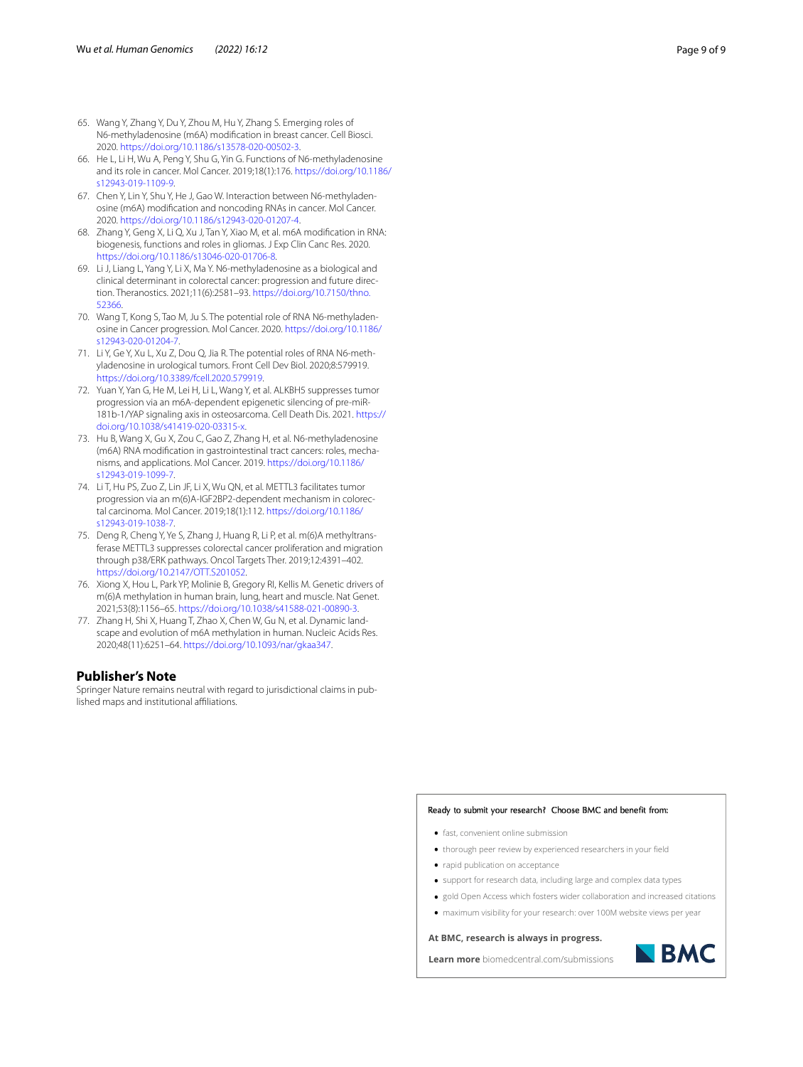65. Wang Y, Zhang Y, Du Y, Zhou M, Hu Y, Zhang S. Emerging roles of N6-methyladenosine (m6A) modification in breast cancer. Cell Biosci. 2020. https://doi.org/10.1186/s13578-020-00502-3.
66. He L, Li H, Wu A, Peng Y, Shu G, Yin G. Functions of N6-methyladenosine and its role in cancer. Mol Cancer. 2019;18(1):176. https://doi.org/10.1186/s12943-019-1109-9.
67. Chen Y, Lin Y, Shu Y, He J, Gao W. Interaction between N6-methyladenosine (m6A) modification and noncoding RNAs in cancer. Mol Cancer. 2020. https://doi.org/10.1186/s12943-020-01207-4.
68. Zhang Y, Geng X, Li Q, Xu J, Tan Y, Xiao M, et al. m6A modification in RNA: biogenesis, functions and roles in gliomas. J Exp Clin Canc Res. 2020. https://doi.org/10.1186/s13046-020-01706-8.
69. Li J, Liang L, Yang Y, Li X, Ma Y. N6-methyladenosine as a biological and clinical determinant in colorectal cancer: progression and future direction. Theranostics. 2021;11(6):2581–93. https://doi.org/10.7150/thno.52366.
70. Wang T, Kong S, Tao M, Ju S. The potential role of RNA N6-methyladenosine in Cancer progression. Mol Cancer. 2020. https://doi.org/10.1186/s12943-020-01204-7.
71. Li Y, Ge Y, Xu L, Xu Z, Dou Q, Jia R. The potential roles of RNA N6-methyladenosine in urological tumors. Front Cell Dev Biol. 2020;8:579919. https://doi.org/10.3389/fcell.2020.579919.
72. Yuan Y, Yan G, He M, Lei H, Li L, Wang Y, et al. ALKBH5 suppresses tumor progression via an m6A-dependent epigenetic silencing of pre-miR-181b-1/YAP signaling axis in osteosarcoma. Cell Death Dis. 2021. https://doi.org/10.1038/s41419-020-03315-x.
73. Hu B, Wang X, Gu X, Zou C, Gao Z, Zhang H, et al. N6-methyladenosine (m6A) RNA modification in gastrointestinal tract cancers: roles, mechanisms, and applications. Mol Cancer. 2019. https://doi.org/10.1186/s12943-019-1099-7.
74. Li T, Hu PS, Zuo Z, Lin JF, Li X, Wu QN, et al. METTL3 facilitates tumor progression via an m(6)A-IGF2BP2-dependent mechanism in colorectal carcinoma. Mol Cancer. 2019;18(1):112. https://doi.org/10.1186/s12943-019-1038-7.
75. Deng R, Cheng Y, Ye S, Zhang J, Huang R, Li P, et al. m(6)A methyltransferase METTL3 suppresses colorectal cancer proliferation and migration through p38/ERK pathways. Oncol Targets Ther. 2019;12:4391–402. https://doi.org/10.2147/OTT.S201052.
76. Xiong X, Hou L, Park YP, Molinie B, Gregory RI, Kellis M. Genetic drivers of m(6)A methylation in human brain, lung, heart and muscle. Nat Genet. 2021;53(8):1156–65. https://doi.org/10.1038/s41588-021-00890-3.
77. Zhang H, Shi X, Huang T, Zhao X, Chen W, Gu N, et al. Dynamic landscape and evolution of m6A methylation in human. Nucleic Acids Res. 2020;48(11):6251–64. https://doi.org/10.1093/nar/gkaa347.

## Publisher's Note

Springer Nature remains neutral with regard to jurisdictional claims in published maps and institutional affiliations.

Ready to submit your research? Choose BMC and benefit from:

- fast, convenient online submission
- thorough peer review by experienced researchers in your field
- rapid publication on acceptance
- support for research data, including large and complex data types
- gold Open Access which fosters wider collaboration and increased citations
- maximum visibility for your research: over 100M website views per year

**At BMC, research is always in progress.**

**Learn more** biomedcentral.com/submissions